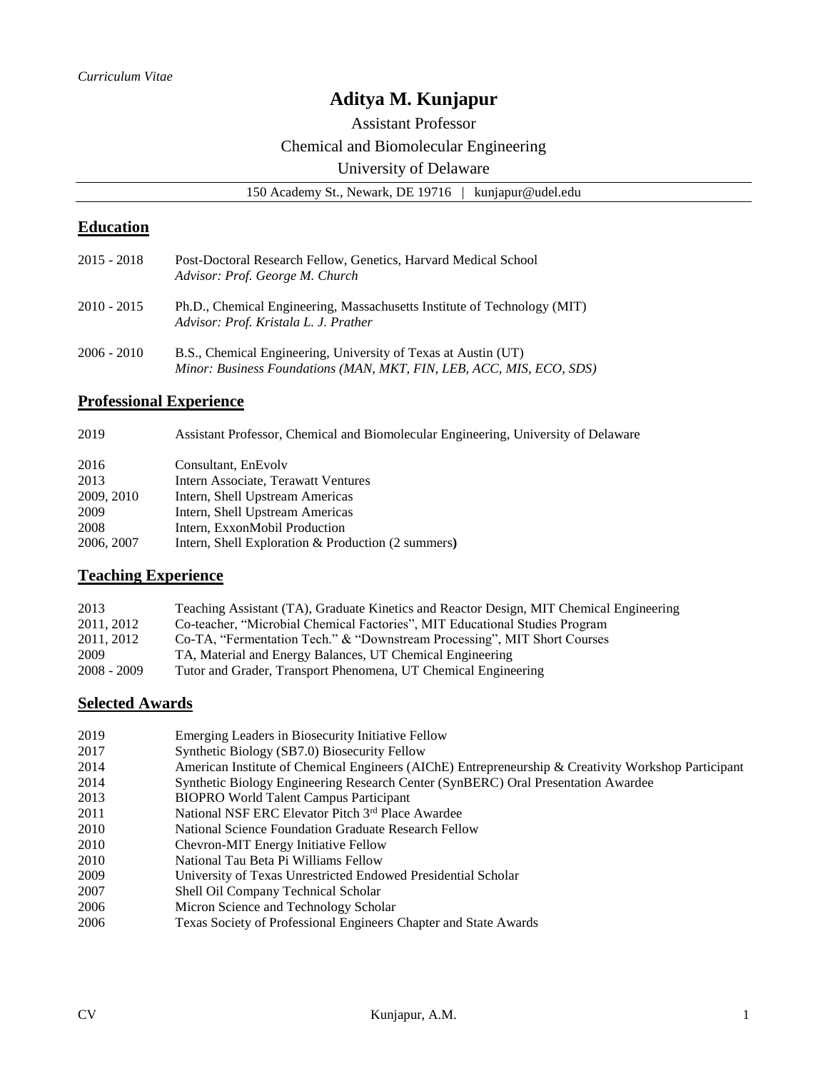*Curriculum Vitae*

# Aditya M. Kunjapur

Assistant Professor

Chemical and Biomolecular Engineering

University of Delaware

150 Academy St., Newark, DE 19716 | kunjapur@udel.edu

## Education

2015 - 2018 Post-Doctoral Research Fellow, Genetics, Harvard Medical School
*Advisor: Prof. George M. Church*

2010 - 2015 Ph.D., Chemical Engineering, Massachusetts Institute of Technology (MIT)
*Advisor: Prof. Kristala L. J. Prather*

2006 - 2010 B.S., Chemical Engineering, University of Texas at Austin (UT)
*Minor: Business Foundations (MAN, MKT, FIN, LEB, ACC, MIS, ECO, SDS)*

## Professional Experience

2019 Assistant Professor, Chemical and Biomolecular Engineering, University of Delaware

2016 Consultant, EnEvolv
2013 Intern Associate, Terawatt Ventures
2009, 2010 Intern, Shell Upstream Americas
2009 Intern, Shell Upstream Americas
2008 Intern, ExxonMobil Production
2006, 2007 Intern, Shell Exploration & Production (2 summers)

## Teaching Experience

2013 Teaching Assistant (TA), Graduate Kinetics and Reactor Design, MIT Chemical Engineering
2011, 2012 Co-teacher, "Microbial Chemical Factories", MIT Educational Studies Program
2011, 2012 Co-TA, "Fermentation Tech." & "Downstream Processing", MIT Short Courses
2009 TA, Material and Energy Balances, UT Chemical Engineering
2008 - 2009 Tutor and Grader, Transport Phenomena, UT Chemical Engineering

## Selected Awards

2019 Emerging Leaders in Biosecurity Initiative Fellow
2017 Synthetic Biology (SB7.0) Biosecurity Fellow
2014 American Institute of Chemical Engineers (AIChE) Entrepreneurship & Creativity Workshop Participant
2014 Synthetic Biology Engineering Research Center (SynBERC) Oral Presentation Awardee
2013 BIOPRO World Talent Campus Participant
2011 National NSF ERC Elevator Pitch 3rd Place Awardee
2010 National Science Foundation Graduate Research Fellow
2010 Chevron-MIT Energy Initiative Fellow
2010 National Tau Beta Pi Williams Fellow
2009 University of Texas Unrestricted Endowed Presidential Scholar
2007 Shell Oil Company Technical Scholar
2006 Micron Science and Technology Scholar
2006 Texas Society of Professional Engineers Chapter and State Awards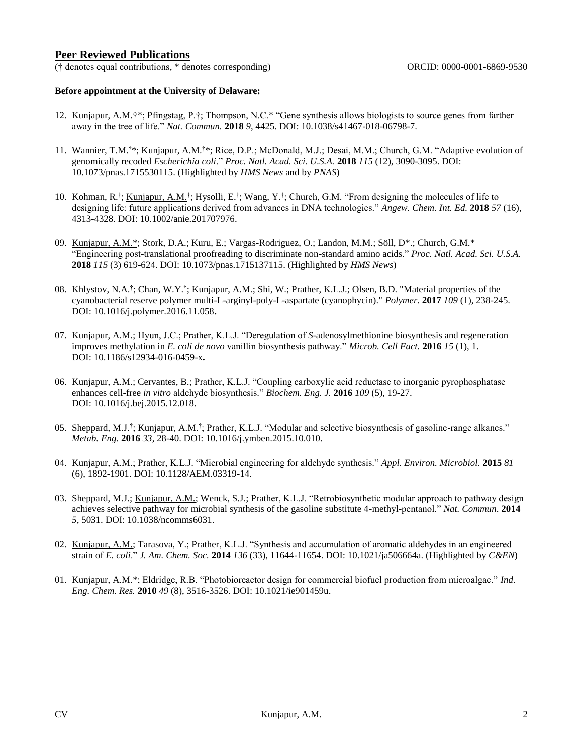## Peer Reviewed Publications

(† denotes equal contributions, * denotes corresponding) ORCID: 0000-0001-6869-9530

**Before appointment at the University of Delaware:**

12. Kunjapur, A.M.†*; Pfingstag, P.†; Thompson, N.C.* "Gene synthesis allows biologists to source genes from farther away in the tree of life." *Nat. Commun.* **2018** *9*, 4425. DOI: 10.1038/s41467-018-06798-7.

11. Wannier, T.M.†*; Kunjapur, A.M.†*; Rice, D.P.; McDonald, M.J.; Desai, M.M.; Church, G.M. "Adaptive evolution of genomically recoded *Escherichia coli*." *Proc. Natl. Acad. Sci. U.S.A.* **2018** *115* (12), 3090-3095. DOI: 10.1073/pnas.1715530115. (Highlighted by *HMS News* and by *PNAS*)

10. Kohman, R.†; Kunjapur, A.M.†; Hysolli, E.†; Wang, Y.†; Church, G.M. "From designing the molecules of life to designing life: future applications derived from advances in DNA technologies." *Angew. Chem. Int. Ed.* **2018** *57* (16), 4313-4328. DOI: 10.1002/anie.201707976.

09. Kunjapur, A.M.*; Stork, D.A.; Kuru, E.; Vargas-Rodriguez, O.; Landon, M.M.; Söll, D*.; Church, G.M.* "Engineering post-translational proofreading to discriminate non-standard amino acids." *Proc. Natl. Acad. Sci. U.S.A.* **2018** *115* (3) 619-624. DOI: 10.1073/pnas.1715137115. (Highlighted by *HMS News*)

08. Khlystov, N.A.†; Chan, W.Y.†; Kunjapur, A.M.; Shi, W.; Prather, K.L.J.; Olsen, B.D. "Material properties of the cyanobacterial reserve polymer multi-L-arginyl-poly-L-aspartate (cyanophycin)." *Polymer.* **2017** *109* (1), 238-245. DOI: 10.1016/j.polymer.2016.11.058**.**

07. Kunjapur, A.M.; Hyun, J.C.; Prather, K.L.J. "Deregulation of *S*-adenosylmethionine biosynthesis and regeneration improves methylation in *E. coli de novo* vanillin biosynthesis pathway." *Microb. Cell Fact.* **2016** *15* (1), 1. DOI: 10.1186/s12934-016-0459-x**.**

06. Kunjapur, A.M.; Cervantes, B.; Prather, K.L.J. "Coupling carboxylic acid reductase to inorganic pyrophosphatase enhances cell-free *in vitro* aldehyde biosynthesis." *Biochem. Eng. J.* **2016** *109* (5), 19-27. DOI: 10.1016/j.bej.2015.12.018.

05. Sheppard, M.J.†; Kunjapur, A.M.†; Prather, K.L.J. "Modular and selective biosynthesis of gasoline-range alkanes." *Metab. Eng.* **2016** *33*, 28-40. DOI: 10.1016/j.ymben.2015.10.010.

04. Kunjapur, A.M.; Prather, K.L.J. "Microbial engineering for aldehyde synthesis." *Appl. Environ. Microbiol.* **2015** *81* (6), 1892-1901. DOI: 10.1128/AEM.03319-14.

03. Sheppard, M.J.; Kunjapur, A.M.; Wenck, S.J.; Prather, K.L.J. "Retrobiosynthetic modular approach to pathway design achieves selective pathway for microbial synthesis of the gasoline substitute 4-methyl-pentanol." *Nat. Commun*. **2014** *5*, 5031. DOI: 10.1038/ncomms6031.

02. Kunjapur, A.M.; Tarasova, Y.; Prather, K.L.J. "Synthesis and accumulation of aromatic aldehydes in an engineered strain of *E. coli*." *J. Am. Chem. Soc.* **2014** *136* (33), 11644-11654. DOI: 10.1021/ja506664a. (Highlighted by *C&EN*)

01. Kunjapur, A.M.*; Eldridge, R.B. "Photobioreactor design for commercial biofuel production from microalgae." *Ind. Eng. Chem. Res.* **2010** *49* (8), 3516-3526. DOI: 10.1021/ie901459u.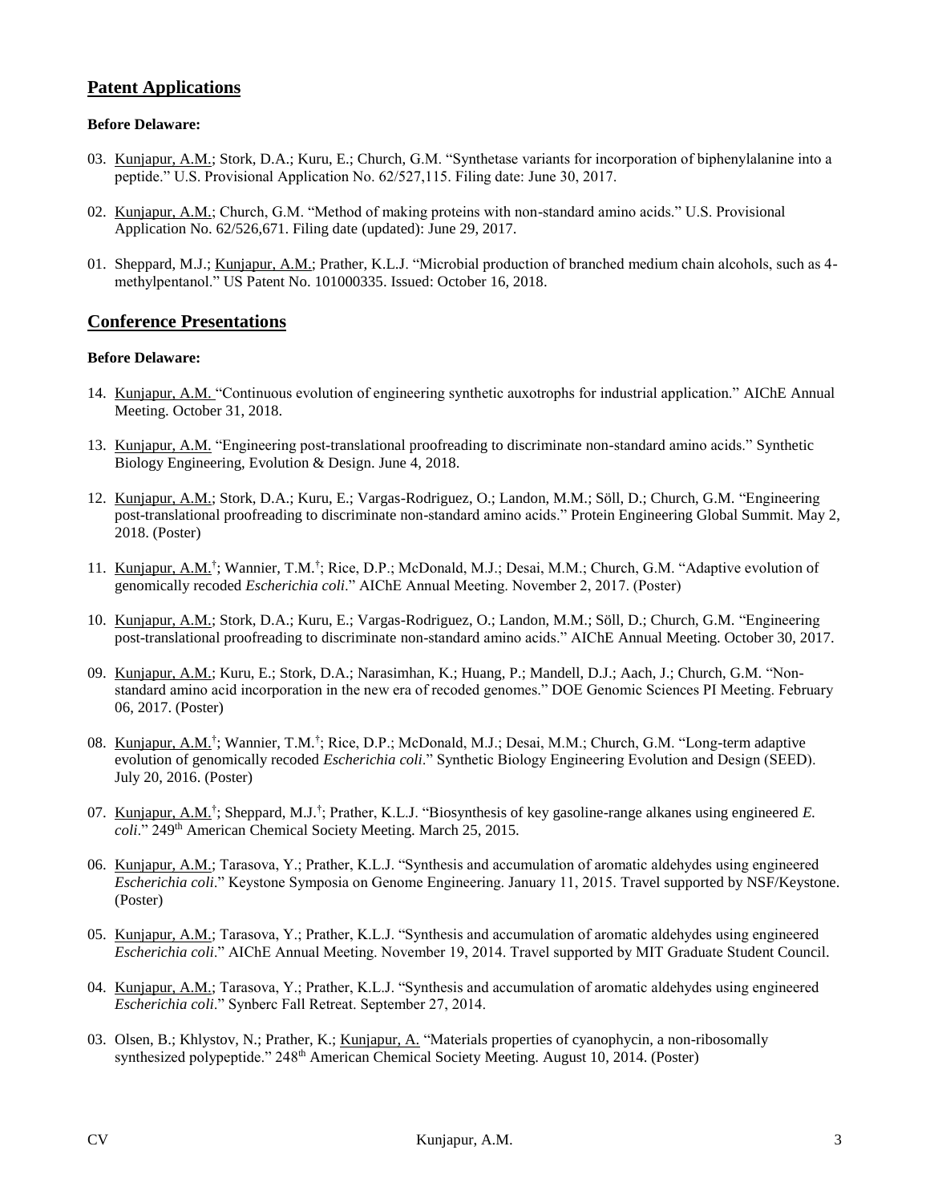## Patent Applications

**Before Delaware:**

03. Kunjapur, A.M.; Stork, D.A.; Kuru, E.; Church, G.M. "Synthetase variants for incorporation of biphenylalanine into a peptide." U.S. Provisional Application No. 62/527,115. Filing date: June 30, 2017.

02. Kunjapur, A.M.; Church, G.M. "Method of making proteins with non-standard amino acids." U.S. Provisional Application No. 62/526,671. Filing date (updated): June 29, 2017.

01. Sheppard, M.J.; Kunjapur, A.M.; Prather, K.L.J. "Microbial production of branched medium chain alcohols, such as 4-methylpentanol." US Patent No. 101000335. Issued: October 16, 2018.

## Conference Presentations

**Before Delaware:**

14. Kunjapur, A.M. "Continuous evolution of engineering synthetic auxotrophs for industrial application." AIChE Annual Meeting. October 31, 2018.

13. Kunjapur, A.M. "Engineering post-translational proofreading to discriminate non-standard amino acids." Synthetic Biology Engineering, Evolution & Design. June 4, 2018.

12. Kunjapur, A.M.; Stork, D.A.; Kuru, E.; Vargas-Rodriguez, O.; Landon, M.M.; Söll, D.; Church, G.M. "Engineering post-translational proofreading to discriminate non-standard amino acids." Protein Engineering Global Summit. May 2, 2018. (Poster)

11. Kunjapur, A.M.[†]; Wannier, T.M.[†]; Rice, D.P.; McDonald, M.J.; Desai, M.M.; Church, G.M. "Adaptive evolution of genomically recoded *Escherichia coli*." AIChE Annual Meeting. November 2, 2017. (Poster)

10. Kunjapur, A.M.; Stork, D.A.; Kuru, E.; Vargas-Rodriguez, O.; Landon, M.M.; Söll, D.; Church, G.M. "Engineering post-translational proofreading to discriminate non-standard amino acids." AIChE Annual Meeting. October 30, 2017.

09. Kunjapur, A.M.; Kuru, E.; Stork, D.A.; Narasimhan, K.; Huang, P.; Mandell, D.J.; Aach, J.; Church, G.M. "Non-standard amino acid incorporation in the new era of recoded genomes." DOE Genomic Sciences PI Meeting. February 06, 2017. (Poster)

08. Kunjapur, A.M.[†]; Wannier, T.M.[†]; Rice, D.P.; McDonald, M.J.; Desai, M.M.; Church, G.M. "Long-term adaptive evolution of genomically recoded *Escherichia coli*." Synthetic Biology Engineering Evolution and Design (SEED). July 20, 2016. (Poster)

07. Kunjapur, A.M.[†]; Sheppard, M.J.[†]; Prather, K.L.J. "Biosynthesis of key gasoline-range alkanes using engineered *E. coli*." 249th American Chemical Society Meeting. March 25, 2015.

06. Kunjapur, A.M.; Tarasova, Y.; Prather, K.L.J. "Synthesis and accumulation of aromatic aldehydes using engineered *Escherichia coli*." Keystone Symposia on Genome Engineering. January 11, 2015. Travel supported by NSF/Keystone. (Poster)

05. Kunjapur, A.M.; Tarasova, Y.; Prather, K.L.J. "Synthesis and accumulation of aromatic aldehydes using engineered *Escherichia coli*." AIChE Annual Meeting. November 19, 2014. Travel supported by MIT Graduate Student Council.

04. Kunjapur, A.M.; Tarasova, Y.; Prather, K.L.J. "Synthesis and accumulation of aromatic aldehydes using engineered *Escherichia coli*." Synberc Fall Retreat. September 27, 2014.

03. Olsen, B.; Khlystov, N.; Prather, K.; Kunjapur, A. "Materials properties of cyanophycin, a non-ribosomally synthesized polypeptide." 248th American Chemical Society Meeting. August 10, 2014. (Poster)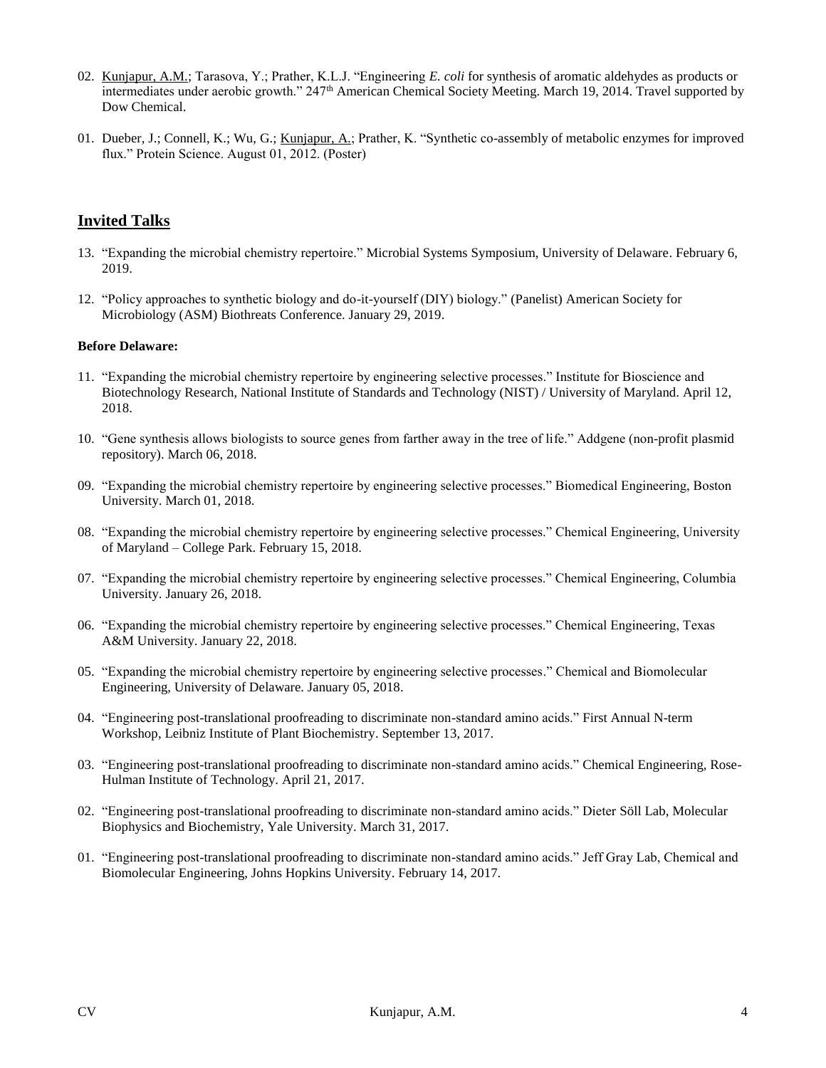02. Kunjapur, A.M.; Tarasova, Y.; Prather, K.L.J. "Engineering *E. coli* for synthesis of aromatic aldehydes as products or intermediates under aerobic growth." 247th American Chemical Society Meeting. March 19, 2014. Travel supported by Dow Chemical.

01. Dueber, J.; Connell, K.; Wu, G.; Kunjapur, A.; Prather, K. "Synthetic co-assembly of metabolic enzymes for improved flux." Protein Science. August 01, 2012. (Poster)

## Invited Talks

13. "Expanding the microbial chemistry repertoire." Microbial Systems Symposium, University of Delaware. February 6, 2019.

12. "Policy approaches to synthetic biology and do-it-yourself (DIY) biology." (Panelist) American Society for Microbiology (ASM) Biothreats Conference. January 29, 2019.

**Before Delaware:**

11. "Expanding the microbial chemistry repertoire by engineering selective processes." Institute for Bioscience and Biotechnology Research, National Institute of Standards and Technology (NIST) / University of Maryland. April 12, 2018.

10. "Gene synthesis allows biologists to source genes from farther away in the tree of life." Addgene (non-profit plasmid repository). March 06, 2018.

09. "Expanding the microbial chemistry repertoire by engineering selective processes." Biomedical Engineering, Boston University. March 01, 2018.

08. "Expanding the microbial chemistry repertoire by engineering selective processes." Chemical Engineering, University of Maryland – College Park. February 15, 2018.

07. "Expanding the microbial chemistry repertoire by engineering selective processes." Chemical Engineering, Columbia University. January 26, 2018.

06. "Expanding the microbial chemistry repertoire by engineering selective processes." Chemical Engineering, Texas A&M University. January 22, 2018.

05. "Expanding the microbial chemistry repertoire by engineering selective processes." Chemical and Biomolecular Engineering, University of Delaware. January 05, 2018.

04. "Engineering post-translational proofreading to discriminate non-standard amino acids." First Annual N-term Workshop, Leibniz Institute of Plant Biochemistry. September 13, 2017.

03. "Engineering post-translational proofreading to discriminate non-standard amino acids." Chemical Engineering, Rose-Hulman Institute of Technology. April 21, 2017.

02. "Engineering post-translational proofreading to discriminate non-standard amino acids." Dieter Söll Lab, Molecular Biophysics and Biochemistry, Yale University. March 31, 2017.

01. "Engineering post-translational proofreading to discriminate non-standard amino acids." Jeff Gray Lab, Chemical and Biomolecular Engineering, Johns Hopkins University. February 14, 2017.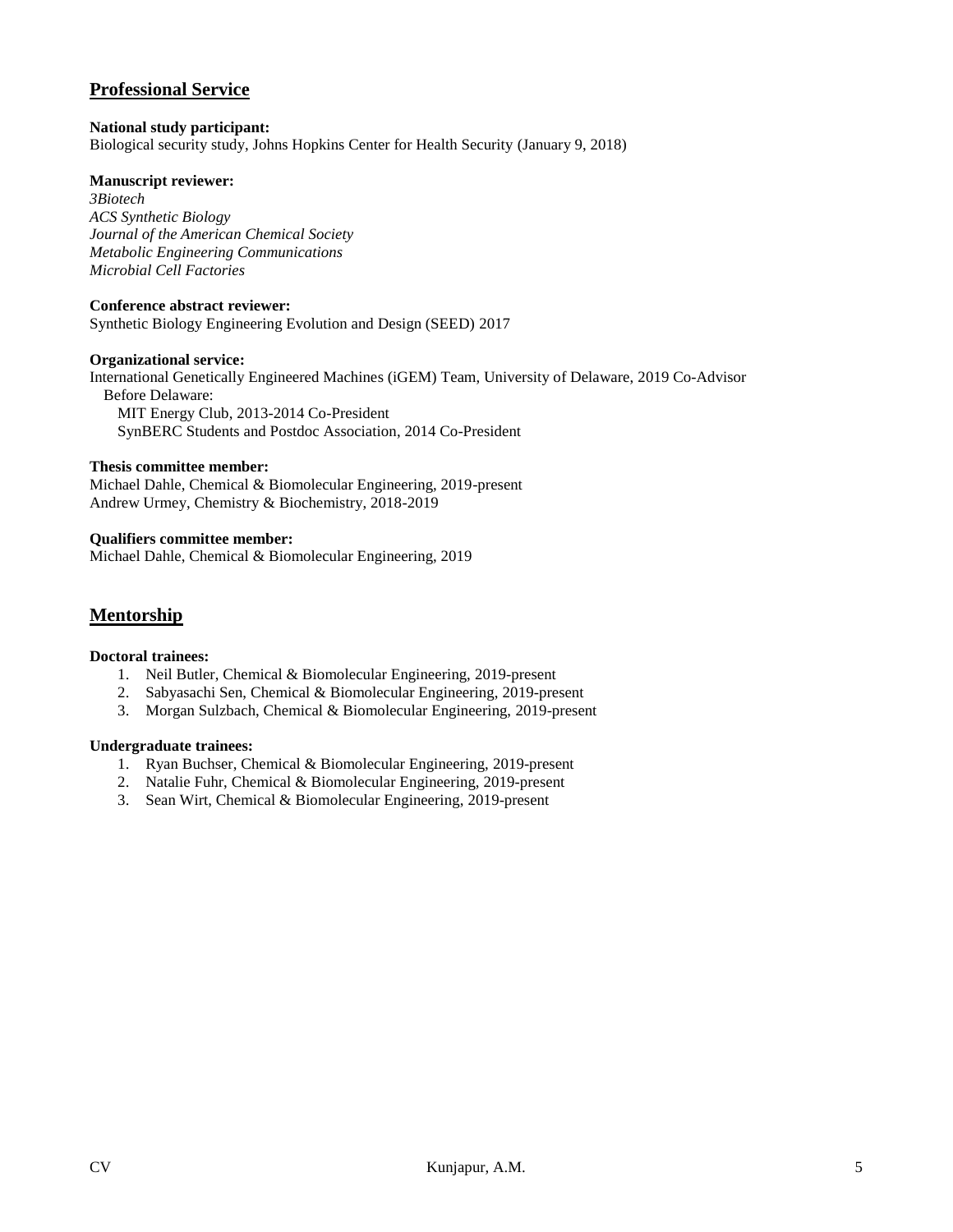## Professional Service

**National study participant:**
Biological security study, Johns Hopkins Center for Health Security (January 9, 2018)

**Manuscript reviewer:**
*3Biotech*
*ACS Synthetic Biology*
*Journal of the American Chemical Society*
*Metabolic Engineering Communications*
*Microbial Cell Factories*

**Conference abstract reviewer:**
Synthetic Biology Engineering Evolution and Design (SEED) 2017

**Organizational service:**
International Genetically Engineered Machines (iGEM) Team, University of Delaware, 2019 Co-Advisor
Before Delaware:
MIT Energy Club, 2013-2014 Co-President
SynBERC Students and Postdoc Association, 2014 Co-President

**Thesis committee member:**
Michael Dahle, Chemical & Biomolecular Engineering, 2019-present
Andrew Urmey, Chemistry & Biochemistry, 2018-2019

**Qualifiers committee member:**
Michael Dahle, Chemical & Biomolecular Engineering, 2019

## Mentorship

**Doctoral trainees:**
1. Neil Butler, Chemical & Biomolecular Engineering, 2019-present
2. Sabyasachi Sen, Chemical & Biomolecular Engineering, 2019-present
3. Morgan Sulzbach, Chemical & Biomolecular Engineering, 2019-present

**Undergraduate trainees:**
1. Ryan Buchser, Chemical & Biomolecular Engineering, 2019-present
2. Natalie Fuhr, Chemical & Biomolecular Engineering, 2019-present
3. Sean Wirt, Chemical & Biomolecular Engineering, 2019-present